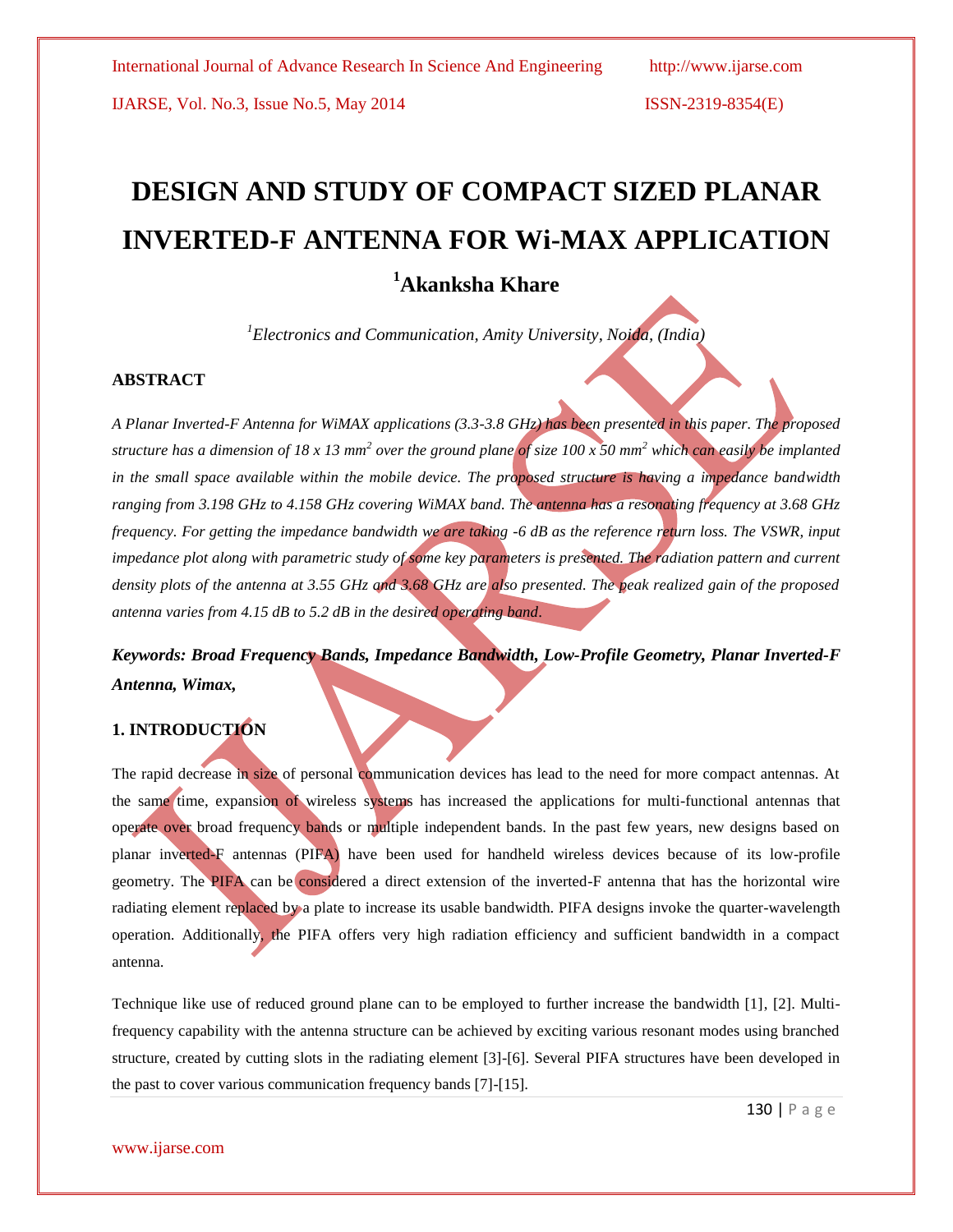# DESIGN AND STUDY OF COMPACT SIZED PLANAR INVERTED-F ANTENNA FOR Wi-MAX APPLICATION

**[1]Akanksha Khare**

*[1]Electronics and Communication, Amity University, Noida, (India)*

## ABSTRACT

*A Planar Inverted-F Antenna for WiMAX applications (3.3-3.8 GHz) has been presented in this paper. The proposed structure has a dimension of 18 x 13 mm$^2$ over the ground plane of size 100 x 50 mm$^2$ which can easily be implanted in the small space available within the mobile device. The proposed structure is having a impedance bandwidth ranging from 3.198 GHz to 4.158 GHz covering WiMAX band. The antenna has a resonating frequency at 3.68 GHz frequency. For getting the impedance bandwidth we are taking -6 dB as the reference return loss. The VSWR, input impedance plot along with parametric study of some key parameters is presented. The radiation pattern and current density plots of the antenna at 3.55 GHz and 3.68 GHz are also presented. The peak realized gain of the proposed antenna varies from 4.15 dB to 5.2 dB in the desired operating band.*

***Keywords: Broad Frequency Bands, Impedance Bandwidth, Low-Profile Geometry, Planar Inverted-F Antenna, Wimax,***

## 1. INTRODUCTION

The rapid decrease in size of personal communication devices has lead to the need for more compact antennas. At the same time, expansion of wireless systems has increased the applications for multi-functional antennas that operate over broad frequency bands or multiple independent bands. In the past few years, new designs based on planar inverted-F antennas (PIFA) have been used for handheld wireless devices because of its low-profile geometry. The PIFA can be considered a direct extension of the inverted-F antenna that has the horizontal wire radiating element replaced by a plate to increase its usable bandwidth. PIFA designs invoke the quarter-wavelength operation. Additionally, the PIFA offers very high radiation efficiency and sufficient bandwidth in a compact antenna.

Technique like use of reduced ground plane can to be employed to further increase the bandwidth [1], [2]. Multi-frequency capability with the antenna structure can be achieved by exciting various resonant modes using branched structure, created by cutting slots in the radiating element [3]-[6]. Several PIFA structures have been developed in the past to cover various communication frequency bands [7]-[15].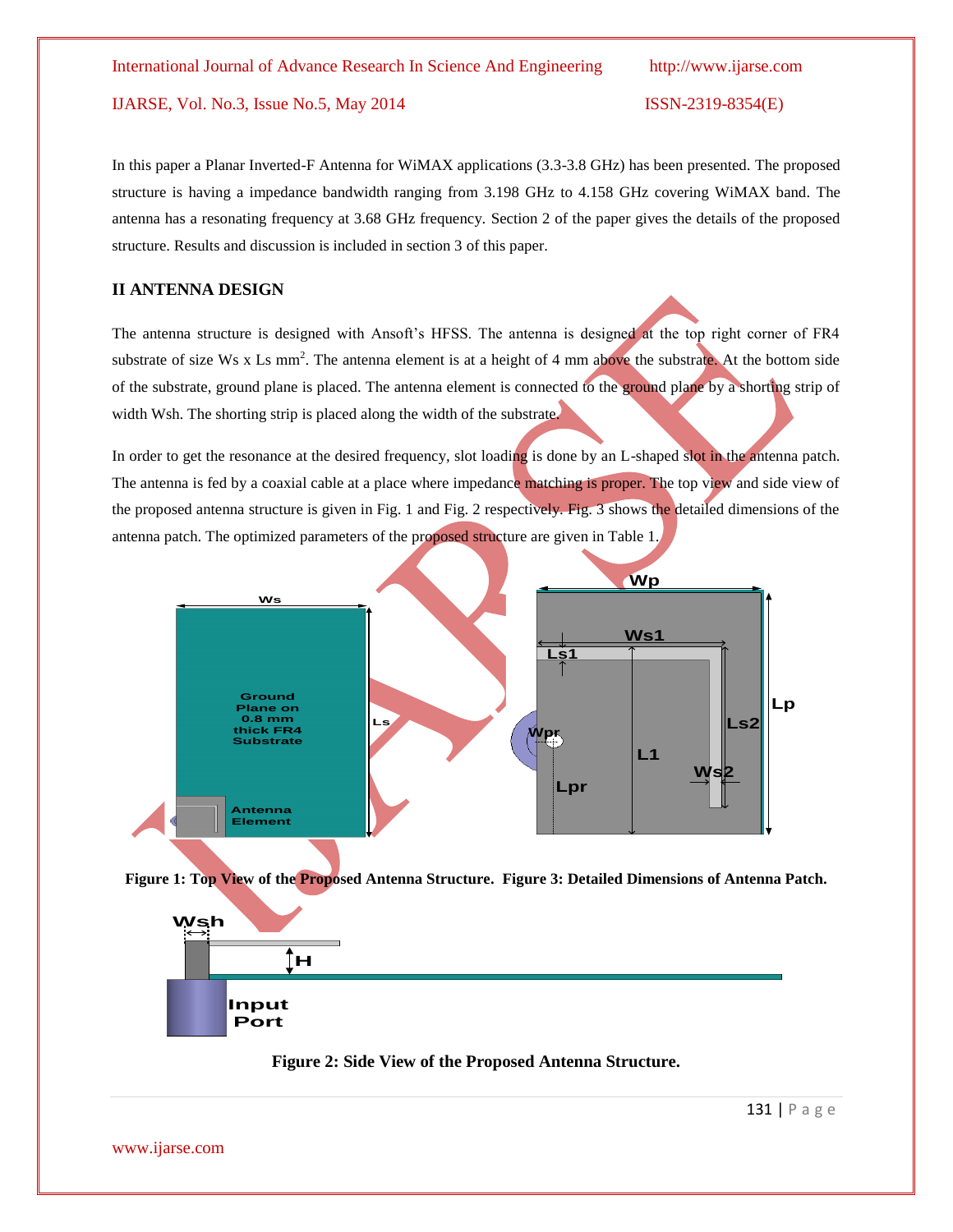In this paper a Planar Inverted-F Antenna for WiMAX applications (3.3-3.8 GHz) has been presented. The proposed structure is having a impedance bandwidth ranging from 3.198 GHz to 4.158 GHz covering WiMAX band. The antenna has a resonating frequency at 3.68 GHz frequency. Section 2 of the paper gives the details of the proposed structure. Results and discussion is included in section 3 of this paper.

## II ANTENNA DESIGN

The antenna structure is designed with Ansoft's HFSS. The antenna is designed at the top right corner of FR4 substrate of size Ws x Ls $mm^2$. The antenna element is at a height of 4 mm above the substrate. At the bottom side of the substrate, ground plane is placed. The antenna element is connected to the ground plane by a shorting strip of width Wsh. The shorting strip is placed along the width of the substrate.

In order to get the resonance at the desired frequency, slot loading is done by an L-shaped slot in the antenna patch. The antenna is fed by a coaxial cable at a place where impedance matching is proper. The top view and side view of the proposed antenna structure is given in Fig. 1 and Fig. 2 respectively. Fig. 3 shows the detailed dimensions of the antenna patch. The optimized parameters of the proposed structure are given in Table 1.

**Figure 1: Top View of the Proposed Antenna Structure.** **Figure 3: Detailed Dimensions of Antenna Patch.**

**Figure 2: Side View of the Proposed Antenna Structure.**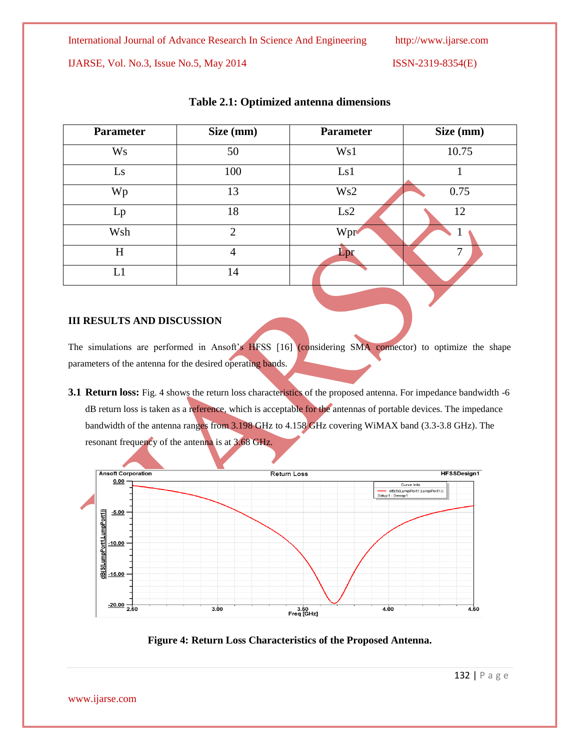**Table 2.1: Optimized antenna dimensions**

| Parameter | Size (mm) | Parameter | Size (mm) |
|---|---|---|---|
| Ws | 50 | Ws1 | 10.75 |
| Ls | 100 | Ls1 | 1 |
| Wp | 13 | Ws2 | 0.75 |
| Lp | 18 | Ls2 | 12 |
| Wsh | 2 | Wpr | 1 |
| H | 4 | Lpr | 7 |
| L1 | 14 | | |

## III RESULTS AND DISCUSSION

The simulations are performed in Ansoft's HFSS [16] (considering SMA connector) to optimize the shape parameters of the antenna for the desired operating bands.

**3.1 Return loss:** Fig. 4 shows the return loss characteristics of the proposed antenna. For impedance bandwidth -6 dB return loss is taken as a reference, which is acceptable for the antennas of portable devices. The impedance bandwidth of the antenna ranges from 3.198 GHz to 4.158 GHz covering WiMAX band (3.3-3.8 GHz). The resonant frequency of the antenna is at 3.68 GHz.

**Figure 4: Return Loss Characteristics of the Proposed Antenna.**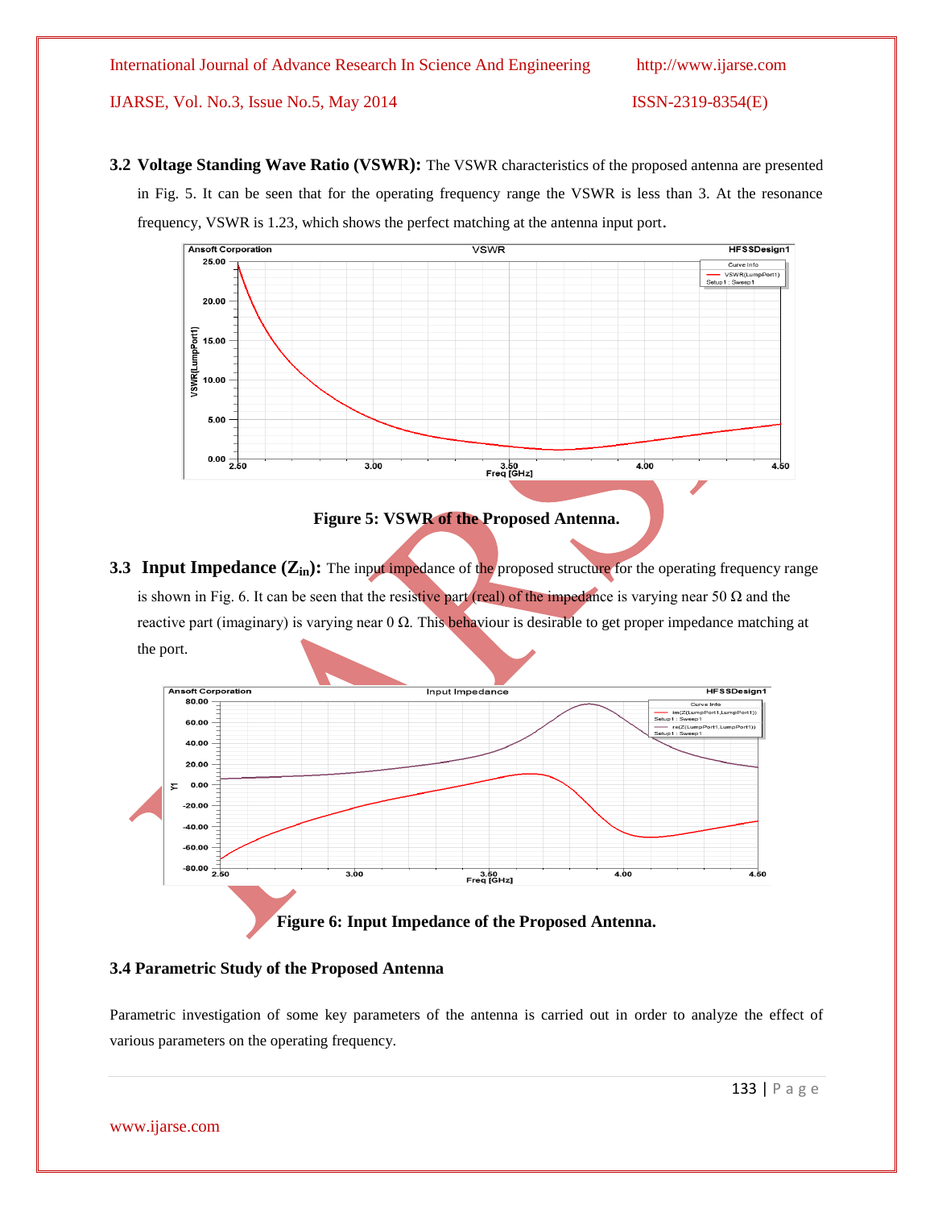**3.2 Voltage Standing Wave Ratio (VSWR):** The VSWR characteristics of the proposed antenna are presented in Fig. 5. It can be seen that for the operating frequency range the VSWR is less than 3. At the resonance frequency, VSWR is 1.23, which shows the perfect matching at the antenna input port.

**Figure 5: VSWR of the Proposed Antenna.**

**3.3 Input Impedance ($Z_{in}$):** The input impedance of the proposed structure for the operating frequency range is shown in Fig. 6. It can be seen that the resistive part (real) of the impedance is varying near 50 Ω and the reactive part (imaginary) is varying near 0 Ω. This behaviour is desirable to get proper impedance matching at the port.

**Figure 6: Input Impedance of the Proposed Antenna.**

### 3.4 Parametric Study of the Proposed Antenna

Parametric investigation of some key parameters of the antenna is carried out in order to analyze the effect of various parameters on the operating frequency.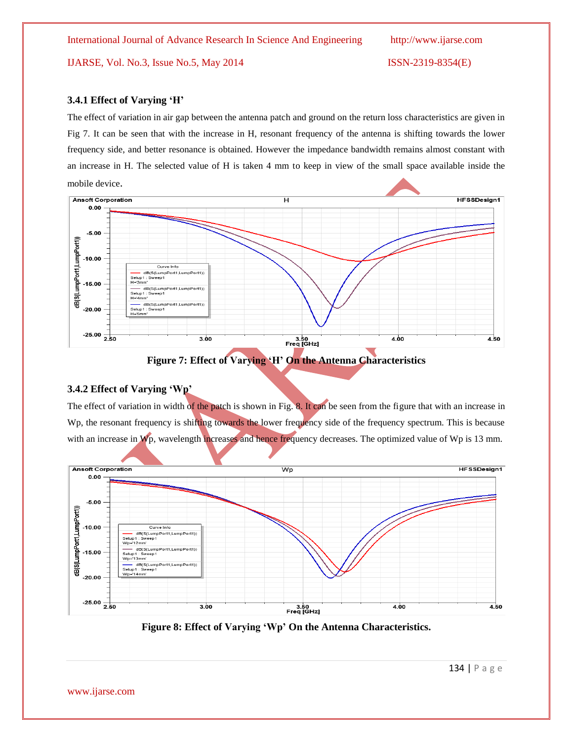### 3.4.1 Effect of Varying 'H'

The effect of variation in air gap between the antenna patch and ground on the return loss characteristics are given in Fig 7. It can be seen that with the increase in H, resonant frequency of the antenna is shifting towards the lower frequency side, and better resonance is obtained. However the impedance bandwidth remains almost constant with an increase in H. The selected value of H is taken 4 mm to keep in view of the small space available inside the mobile device.

**Figure 7: Effect of Varying 'H' On the Antenna Characteristics**

### 3.4.2 Effect of Varying 'Wp'

The effect of variation in width of the patch is shown in Fig. 8. It can be seen from the figure that with an increase in Wp, the resonant frequency is shifting towards the lower frequency side of the frequency spectrum. This is because with an increase in Wp, wavelength increases and hence frequency decreases. The optimized value of Wp is 13 mm.

**Figure 8: Effect of Varying 'Wp' On the Antenna Characteristics.**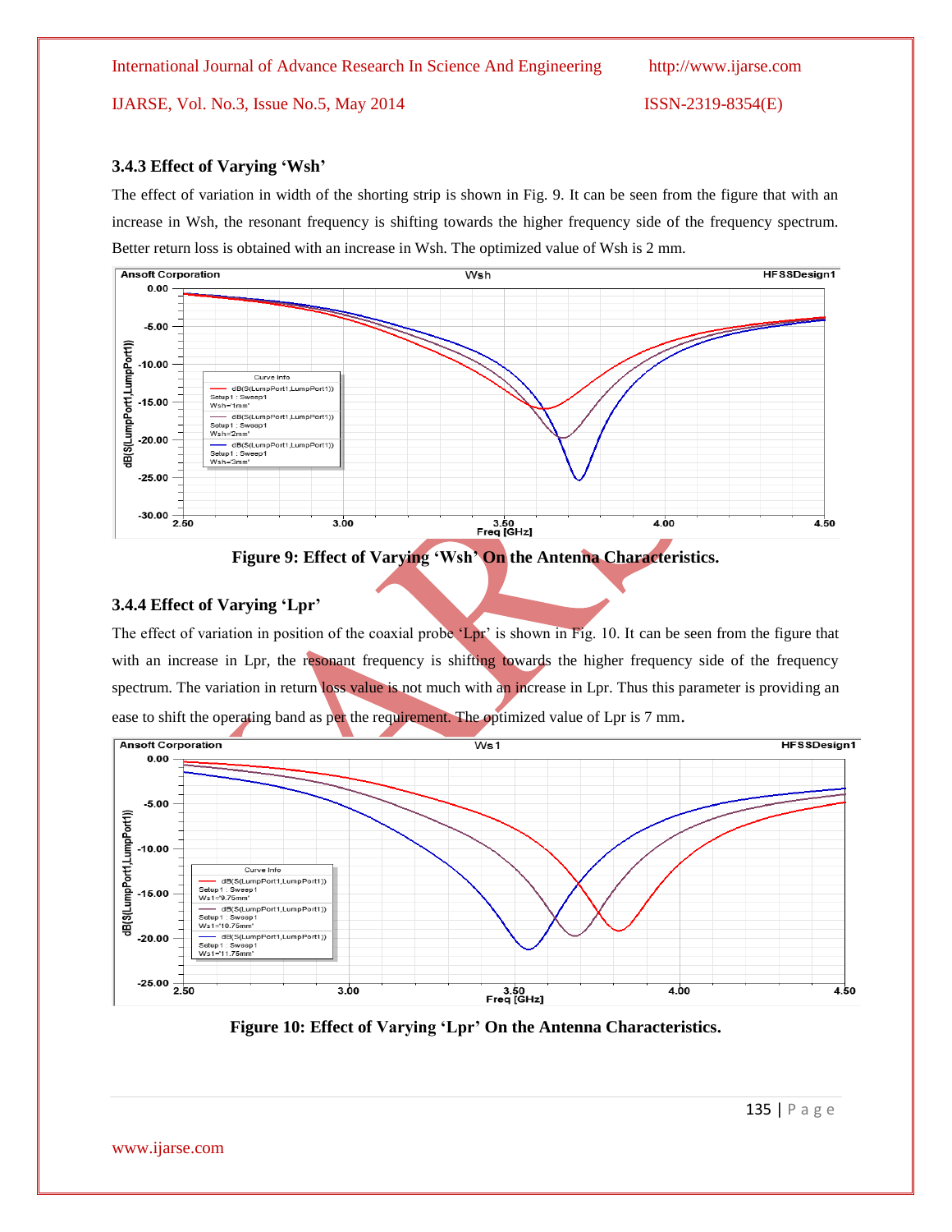### 3.4.3 Effect of Varying 'Wsh'

The effect of variation in width of the shorting strip is shown in Fig. 9. It can be seen from the figure that with an increase in Wsh, the resonant frequency is shifting towards the higher frequency side of the frequency spectrum. Better return loss is obtained with an increase in Wsh. The optimized value of Wsh is 2 mm.

**Figure 9: Effect of Varying 'Wsh' On the Antenna Characteristics.**

### 3.4.4 Effect of Varying 'Lpr'

The effect of variation in position of the coaxial probe 'Lpr' is shown in Fig. 10. It can be seen from the figure that with an increase in Lpr, the resonant frequency is shifting towards the higher frequency side of the frequency spectrum. The variation in return loss value is not much with an increase in Lpr. Thus this parameter is providing an ease to shift the operating band as per the requirement. The optimized value of Lpr is 7 mm.

**Figure 10: Effect of Varying 'Lpr' On the Antenna Characteristics.**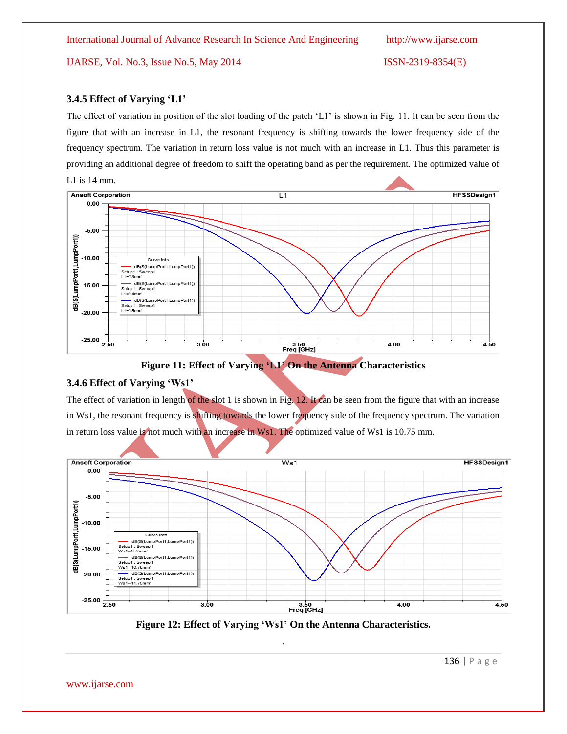### 3.4.5 Effect of Varying 'L1'

The effect of variation in position of the slot loading of the patch 'L1' is shown in Fig. 11. It can be seen from the figure that with an increase in L1, the resonant frequency is shifting towards the lower frequency side of the frequency spectrum. The variation in return loss value is not much with an increase in L1. Thus this parameter is providing an additional degree of freedom to shift the operating band as per the requirement. The optimized value of L1 is 14 mm.

**Figure 11: Effect of Varying 'L1' On the Antenna Characteristics**

### 3.4.6 Effect of Varying 'Ws1'

The effect of variation in length of the slot 1 is shown in Fig. 12. It can be seen from the figure that with an increase in Ws1, the resonant frequency is shifting towards the lower frequency side of the frequency spectrum. The variation in return loss value is not much with an increase in Ws1. The optimized value of Ws1 is 10.75 mm.

**Figure 12: Effect of Varying 'Ws1' On the Antenna Characteristics.**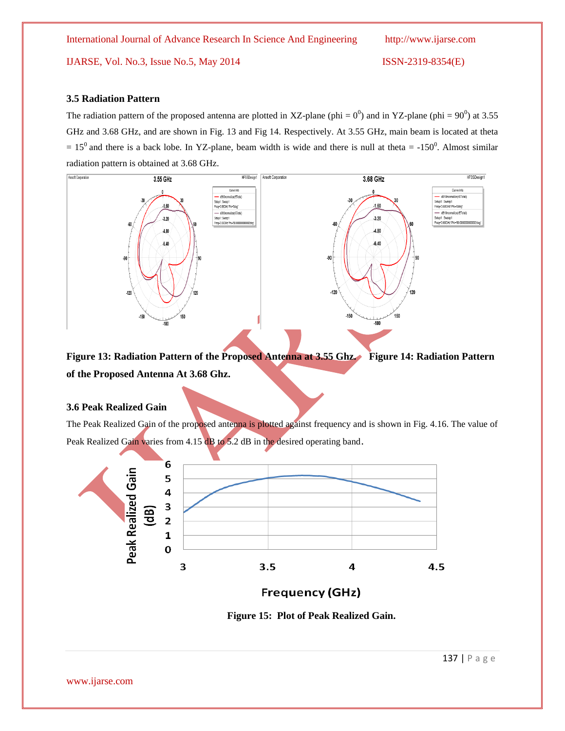### 3.5 Radiation Pattern

The radiation pattern of the proposed antenna are plotted in XZ-plane (phi = $0^0$) and in YZ-plane (phi = $90^0$) at 3.55 GHz and 3.68 GHz, and are shown in Fig. 13 and Fig 14. Respectively. At 3.55 GHz, main beam is located at theta = $15^0$ and there is a back lobe. In YZ-plane, beam width is wide and there is null at theta = $-150^0$. Almost similar radiation pattern is obtained at 3.68 GHz.

**Figure 13: Radiation Pattern of the Proposed Antenna at 3.55 Ghz.** **Figure 14: Radiation Pattern of the Proposed Antenna At 3.68 Ghz.**

### 3.6 Peak Realized Gain

The Peak Realized Gain of the proposed antenna is plotted against frequency and is shown in Fig. 4.16. The value of Peak Realized Gain varies from 4.15 dB to 5.2 dB in the desired operating band.

**Figure 15: Plot of Peak Realized Gain.**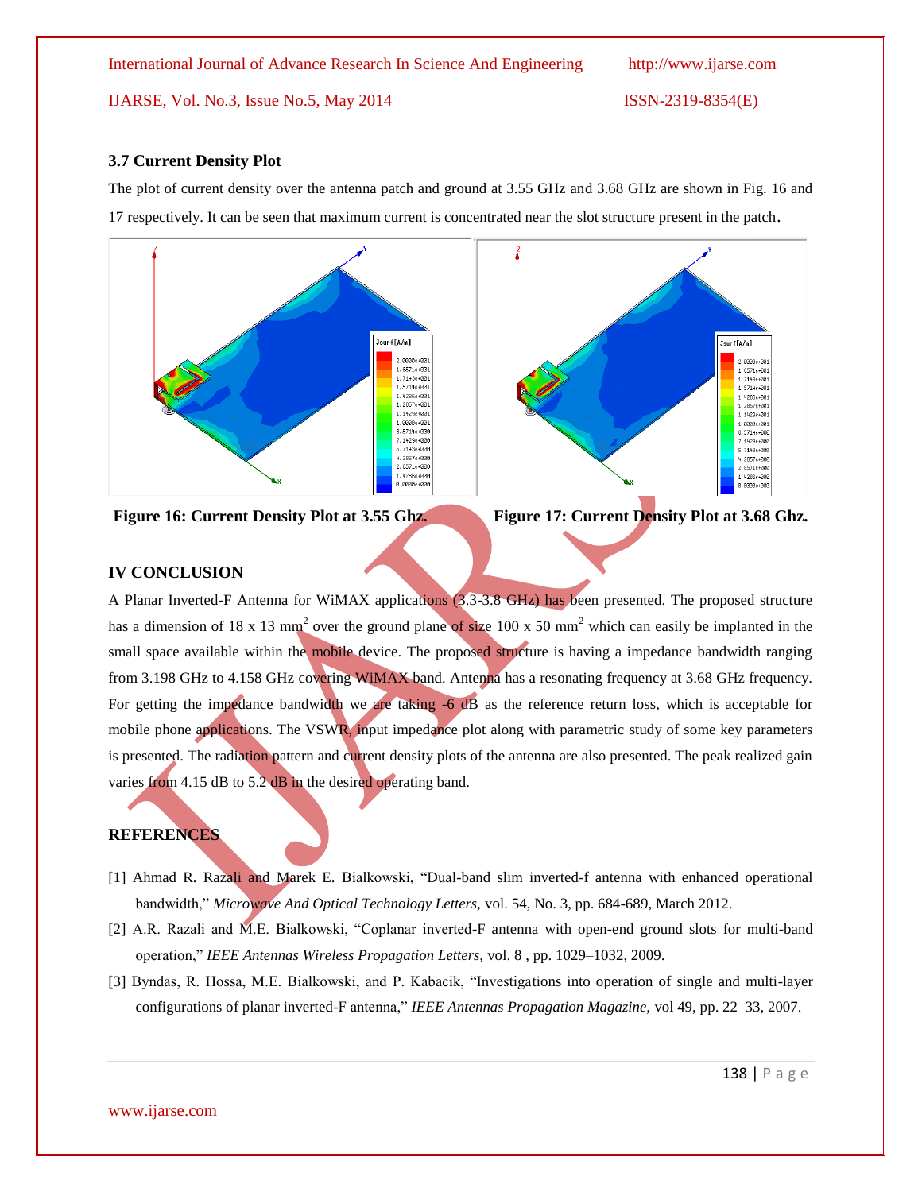### 3.7 Current Density Plot

The plot of current density over the antenna patch and ground at 3.55 GHz and 3.68 GHz are shown in Fig. 16 and 17 respectively. It can be seen that maximum current is concentrated near the slot structure present in the patch.

**Figure 16: Current Density Plot at 3.55 Ghz.**

**Figure 17: Current Density Plot at 3.68 Ghz.**

## IV CONCLUSION

A Planar Inverted-F Antenna for WiMAX applications (3.3-3.8 GHz) has been presented. The proposed structure has a dimension of 18 x 13 $mm^2$ over the ground plane of size 100 x 50 $mm^2$ which can easily be implanted in the small space available within the mobile device. The proposed structure is having a impedance bandwidth ranging from 3.198 GHz to 4.158 GHz covering WiMAX band. Antenna has a resonating frequency at 3.68 GHz frequency. For getting the impedance bandwidth we are taking -6 dB as the reference return loss, which is acceptable for mobile phone applications. The VSWR, input impedance plot along with parametric study of some key parameters is presented. The radiation pattern and current density plots of the antenna are also presented. The peak realized gain varies from 4.15 dB to 5.2 dB in the desired operating band.

## REFERENCES

[1] Ahmad R. Razali and Marek E. Bialkowski, "Dual-band slim inverted-f antenna with enhanced operational bandwidth," *Microwave And Optical Technology Letters,* vol. 54, No. 3, pp. 684-689, March 2012.

[2] A.R. Razali and M.E. Bialkowski, "Coplanar inverted-F antenna with open-end ground slots for multi-band operation," *IEEE Antennas Wireless Propagation Letters,* vol. 8 , pp. 1029–1032, 2009.

[3] Byndas, R. Hossa, M.E. Bialkowski, and P. Kabacik, "Investigations into operation of single and multi-layer configurations of planar inverted-F antenna," *IEEE Antennas Propagation Magazine,* vol 49, pp. 22–33, 2007.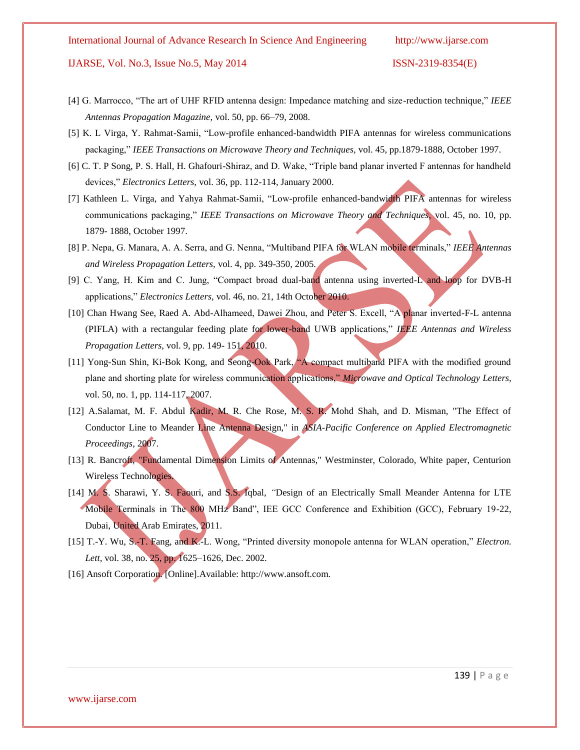[4] G. Marrocco, “The art of UHF RFID antenna design: Impedance matching and size-reduction technique,” *IEEE Antennas Propagation Magazine,* vol. 50, pp. 66–79, 2008.

[5] K. L Virga, Y. Rahmat-Samii, “Low-profile enhanced-bandwidth PIFA antennas for wireless communications packaging,” *IEEE Transactions on Microwave Theory and Techniques,* vol. 45, pp.1879-1888, October 1997.

[6] C. T. P Song, P. S. Hall, H. Ghafouri-Shiraz, and D. Wake, “Triple band planar inverted F antennas for handheld devices,” *Electronics Letters,* vol. 36, pp. 112-114, January 2000.

[7] Kathleen L. Virga, and Yahya Rahmat-Samii, “Low-profile enhanced-bandwidth PIFA antennas for wireless communications packaging,” *IEEE Transactions on Microwave Theory and Techniques*, vol. 45, no. 10, pp. 1879- 1888, October 1997.

[8] P. Nepa, G. Manara, A. A. Serra, and G. Nenna, “Multiband PIFA for WLAN mobile terminals,” *IEEE Antennas and Wireless Propagation Letters,* vol. 4, pp. 349-350, 2005.

[9] C. Yang, H. Kim and C. Jung, “Compact broad dual-band antenna using inverted-L and loop for DVB-H applications,” *Electronics Letters,* vol. 46, no. 21, 14th October 2010.

[10] Chan Hwang See, Raed A. Abd-Alhameed, Dawei Zhou, and Peter S. Excell, “A planar inverted-F-L antenna (PIFLA) with a rectangular feeding plate for lower-band UWB applications,” *IEEE Antennas and Wireless Propagation Letters,* vol. 9, pp. 149- 151, 2010.

[11] Yong-Sun Shin, Ki-Bok Kong, and Seong-Ook Park, “A compact multiband PIFA with the modified ground plane and shorting plate for wireless communication applications,” *Microwave and Optical Technology Letters,* vol. 50, no. 1, pp. 114-117, 2007.

[12] A.Salamat, M. F. Abdul Kadir, M. R. Che Rose, M. S. R. Mohd Shah, and D. Misman, "The Effect of Conductor Line to Meander Line Antenna Design," in *ASIA-Pacific Conference on Applied Electromagnetic Proceedings*, 2007.

[13] R. Bancroft, "Fundamental Dimension Limits of Antennas," Westminster, Colorado, White paper, Centurion Wireless Technologies.

[14] M. S. Sharawi, Y. S. Faouri, and S.S. Iqbal, “Design of an Electrically Small Meander Antenna for LTE Mobile Terminals in The 800 MHz Band”, IEE GCC Conference and Exhibition (GCC), February 19-22, Dubai, United Arab Emirates, 2011.

[15] T.-Y. Wu, S.-T. Fang, and K.-L. Wong, “Printed diversity monopole antenna for WLAN operation,” *Electron. Lett,* vol. 38, no. 25, pp. 1625–1626, Dec. 2002.

[16] Ansoft Corporation. [Online].Available: http://www.ansoft.com.